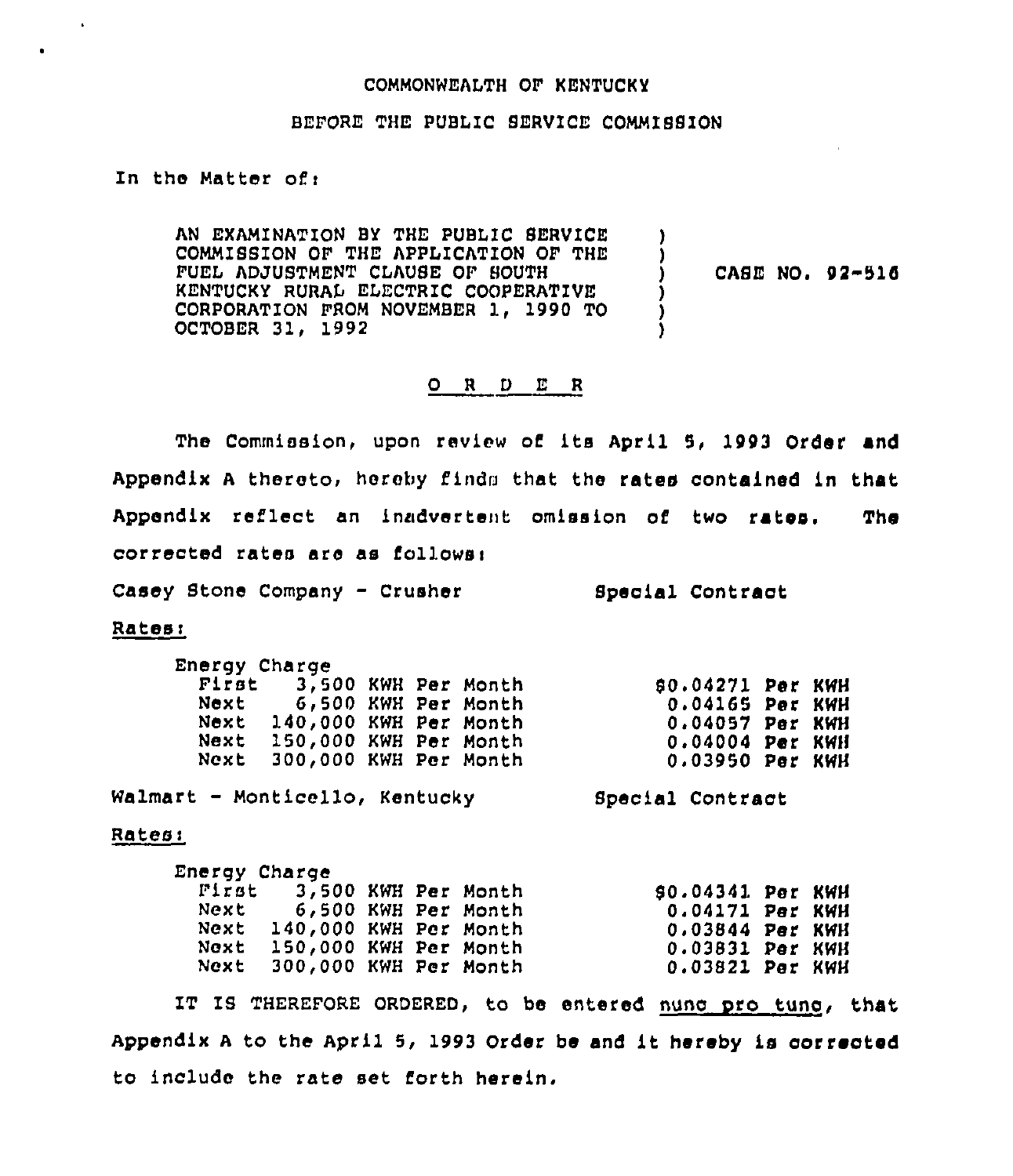COMMONWEALTH OF KENTUCKY

BEFORE THE PUBLIC SERVICE COMMISSION

In the Matter of:

AN EXAMINATION BY THE PUBLIC SERVICE COMMISSION OF THE APPLICATION OF THE FUEL ADJUSTMENT CLAUSE OF SOUTH KENTUCKY RURAL ELECTRIC COOPERATIVE CORPORATION FROM NOVEMBER 1, 1990 TO OCTOBER 31, 1992 ) CASE NO. 92-516

## O R D E R

The Commission, upon review of its April 5, 1993 Order and Appendix A thereto, hereby finds that the rates contained in that Appendix reflect an inadvertent omission of two rates. The corrected rates are as follows:

Casey Stone Company - Crusher Special Contract

Rates:

| Energy Charge | |
|---|---|
| First 3,500 KWH Per Month | $0.04271 Per KWH |
| Next 6,500 KWH Per Month | 0.04165 Per KWH |
| Next 140,000 KWH Per Month | 0.04057 Per KWH |
| Next 150,000 KWH Per Month | 0.04004 Per KWH |
| Next 300,000 KWH Per Month | 0.03950 Per KWH |

Walmart - Monticello, Kentucky Special Contract

Rates:

| Energy Charge | |
|---|---|
| First 3,500 KWH Per Month | $0.04341 Per KWH |
| Next 6,500 KWH Per Month | 0.04171 Per KWH |
| Next 140,000 KWH Per Month | 0.03844 Per KWH |
| Next 150,000 KWH Per Month | 0.03831 Per KWH |
| Next 300,000 KWH Per Month | 0.03821 Per KWH |

IT IS THEREFORE ORDERED, to be entered nunc pro tunc, that Appendix A to the April 5, 1993 Order be and it hereby is corrected to include the rate set forth herein.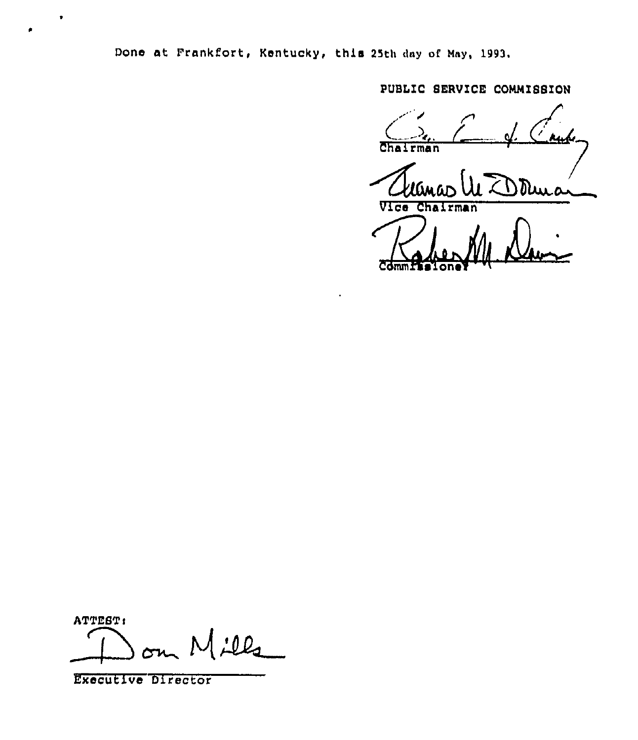Done at Frankfort, Kentucky, this 25th day of May, 1993.

PUBLIC SERVICE COMMISSION

Chairman

Vice Chairman

Commissioner

ATTEST:

Executive Director